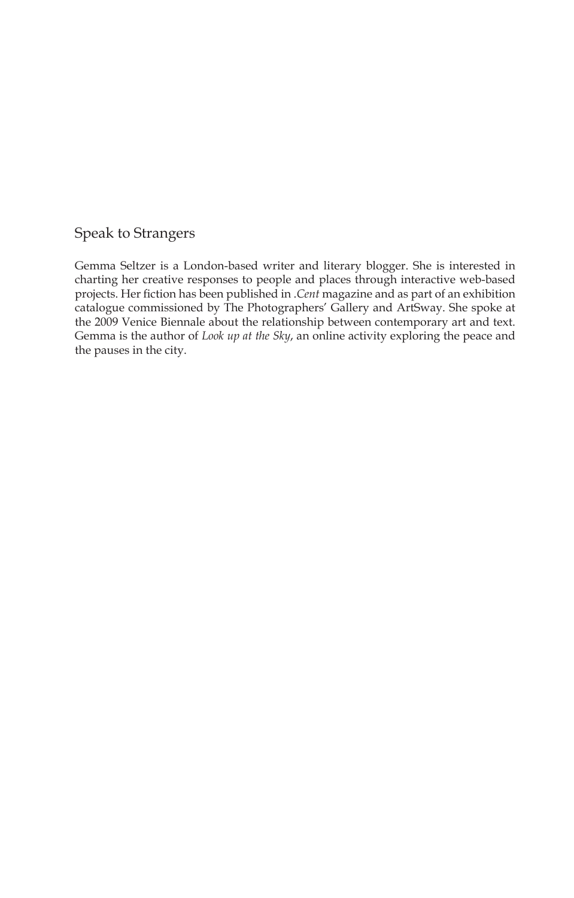# Speak to Strangers

Gemma Seltzer is a London-based writer and literary blogger. She is interested in charting her creative responses to people and places through interactive web-based projects. Her fiction has been published in *.Cent* magazine and as part of an exhibition catalogue commissioned by The Photographers' Gallery and ArtSway. She spoke at the 2009 Venice Biennale about the relationship between contemporary art and text. Gemma is the author of *Look up at the Sky*, an online activity exploring the peace and the pauses in the city.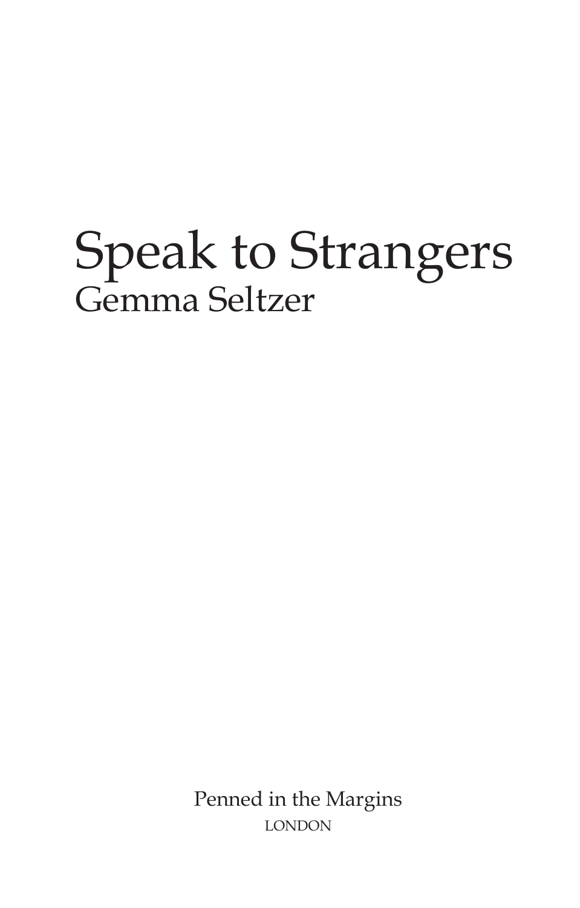# Speak to Strangers

## Gemma Seltzer

Penned in the Margins

LONDON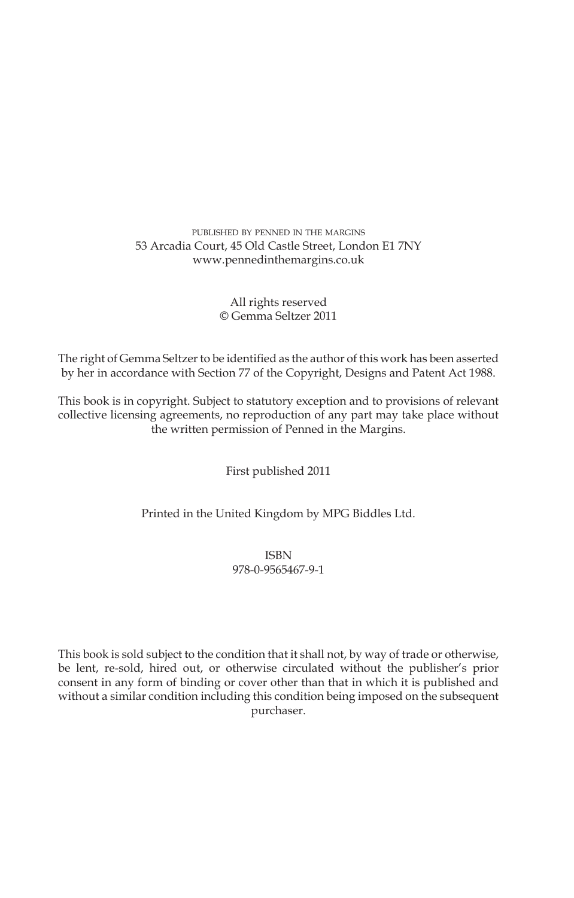PUBLISHED BY PENNED IN THE MARGINS
53 Arcadia Court, 45 Old Castle Street, London E1 7NY
www.pennedinthemargins.co.uk

All rights reserved
© Gemma Seltzer 2011

The right of Gemma Seltzer to be identified as the author of this work has been asserted by her in accordance with Section 77 of the Copyright, Designs and Patent Act 1988.

This book is in copyright. Subject to statutory exception and to provisions of relevant collective licensing agreements, no reproduction of any part may take place without the written permission of Penned in the Margins.

First published 2011

Printed in the United Kingdom by MPG Biddles Ltd.

ISBN
978-0-9565467-9-1

This book is sold subject to the condition that it shall not, by way of trade or otherwise, be lent, re-sold, hired out, or otherwise circulated without the publisher's prior consent in any form of binding or cover other than that in which it is published and without a similar condition including this condition being imposed on the subsequent purchaser.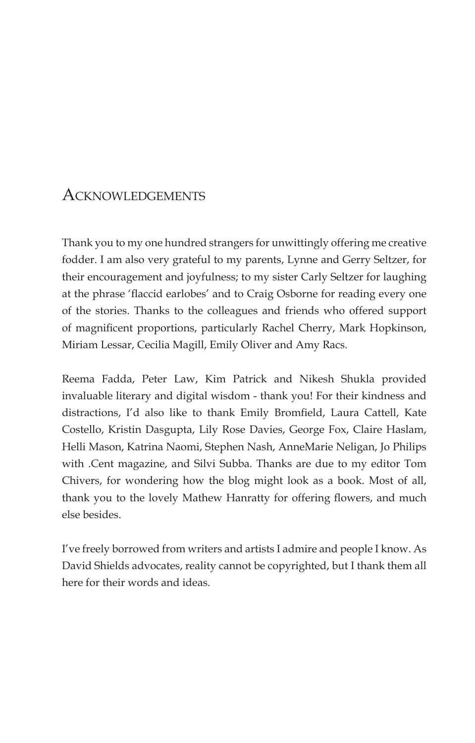# Acknowledgements

Thank you to my one hundred strangers for unwittingly offering me creative fodder. I am also very grateful to my parents, Lynne and Gerry Seltzer, for their encouragement and joyfulness; to my sister Carly Seltzer for laughing at the phrase 'flaccid earlobes' and to Craig Osborne for reading every one of the stories. Thanks to the colleagues and friends who offered support of magnificent proportions, particularly Rachel Cherry, Mark Hopkinson, Miriam Lessar, Cecilia Magill, Emily Oliver and Amy Racs.

Reema Fadda, Peter Law, Kim Patrick and Nikesh Shukla provided invaluable literary and digital wisdom - thank you! For their kindness and distractions, I'd also like to thank Emily Bromfield, Laura Cattell, Kate Costello, Kristin Dasgupta, Lily Rose Davies, George Fox, Claire Haslam, Helli Mason, Katrina Naomi, Stephen Nash, AnneMarie Neligan, Jo Philips with .Cent magazine, and Silvi Subba. Thanks are due to my editor Tom Chivers, for wondering how the blog might look as a book. Most of all, thank you to the lovely Mathew Hanratty for offering flowers, and much else besides.

I've freely borrowed from writers and artists I admire and people I know. As David Shields advocates, reality cannot be copyrighted, but I thank them all here for their words and ideas.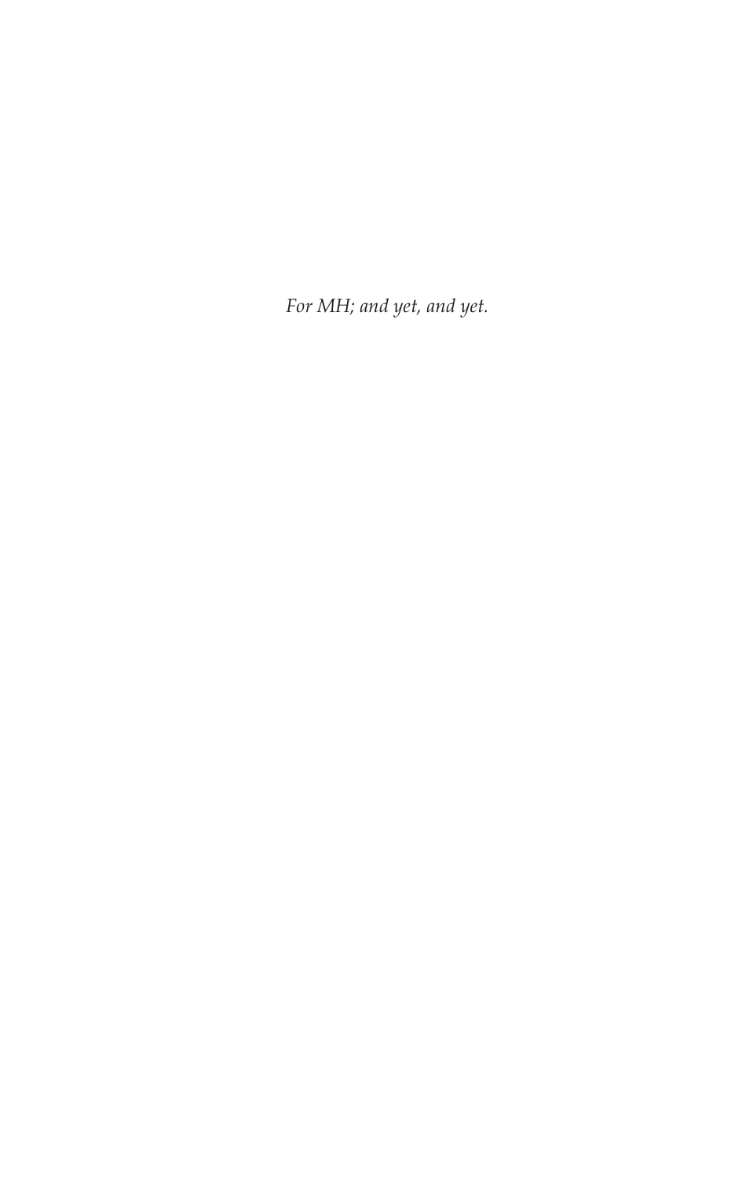*For MH; and yet, and yet.*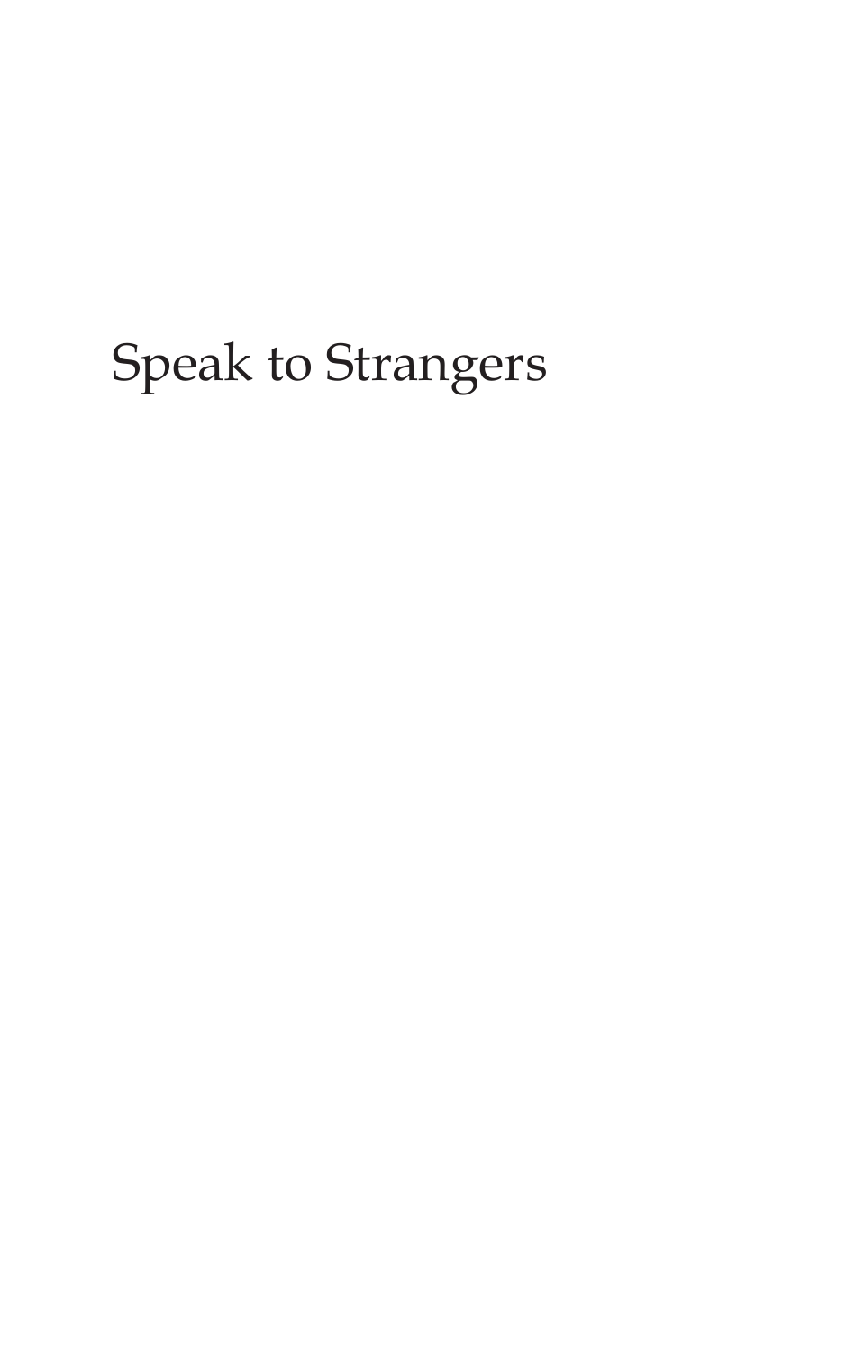# Speak to Strangers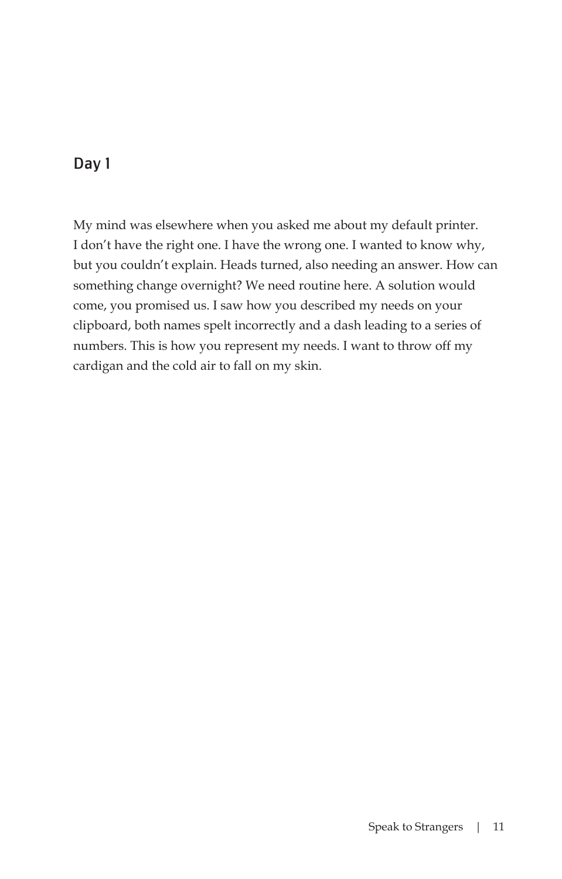## Day 1

My mind was elsewhere when you asked me about my default printer. I don't have the right one. I have the wrong one. I wanted to know why, but you couldn't explain. Heads turned, also needing an answer. How can something change overnight? We need routine here. A solution would come, you promised us. I saw how you described my needs on your clipboard, both names spelt incorrectly and a dash leading to a series of numbers. This is how you represent my needs. I want to throw off my cardigan and the cold air to fall on my skin.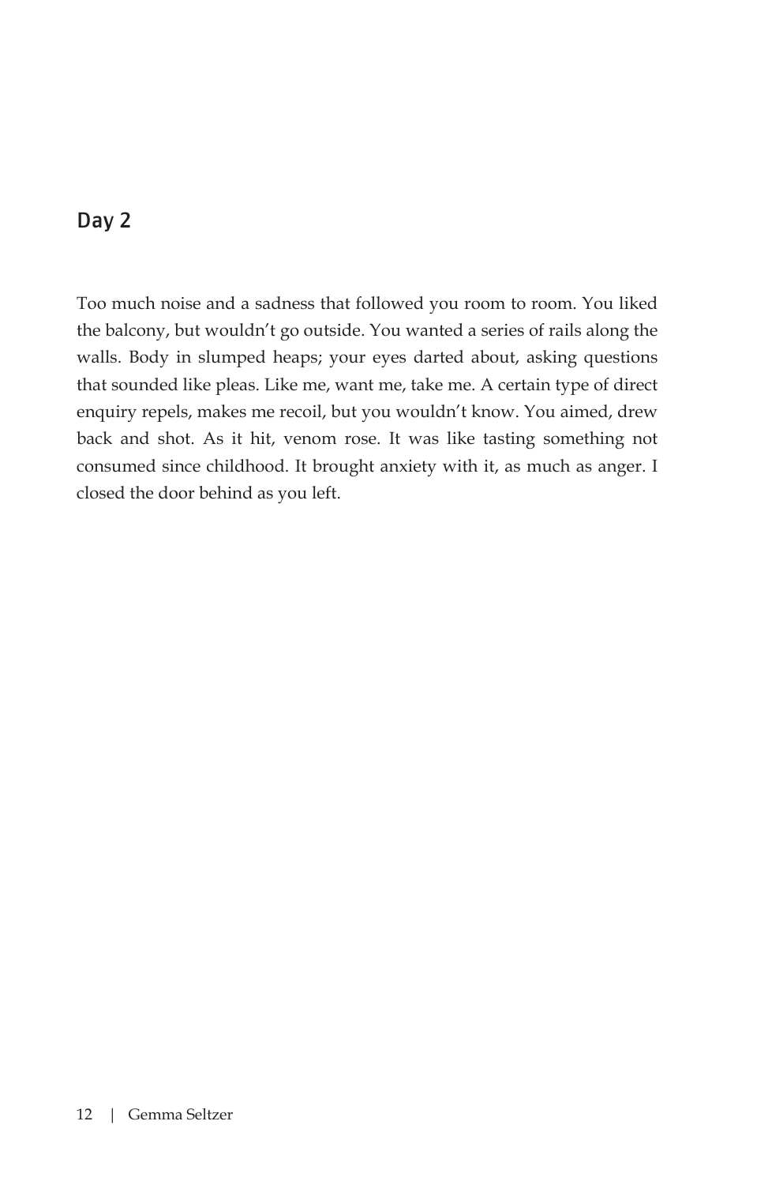## Day 2

Too much noise and a sadness that followed you room to room. You liked the balcony, but wouldn't go outside. You wanted a series of rails along the walls. Body in slumped heaps; your eyes darted about, asking questions that sounded like pleas. Like me, want me, take me. A certain type of direct enquiry repels, makes me recoil, but you wouldn't know. You aimed, drew back and shot. As it hit, venom rose. It was like tasting something not consumed since childhood. It brought anxiety with it, as much as anger. I closed the door behind as you left.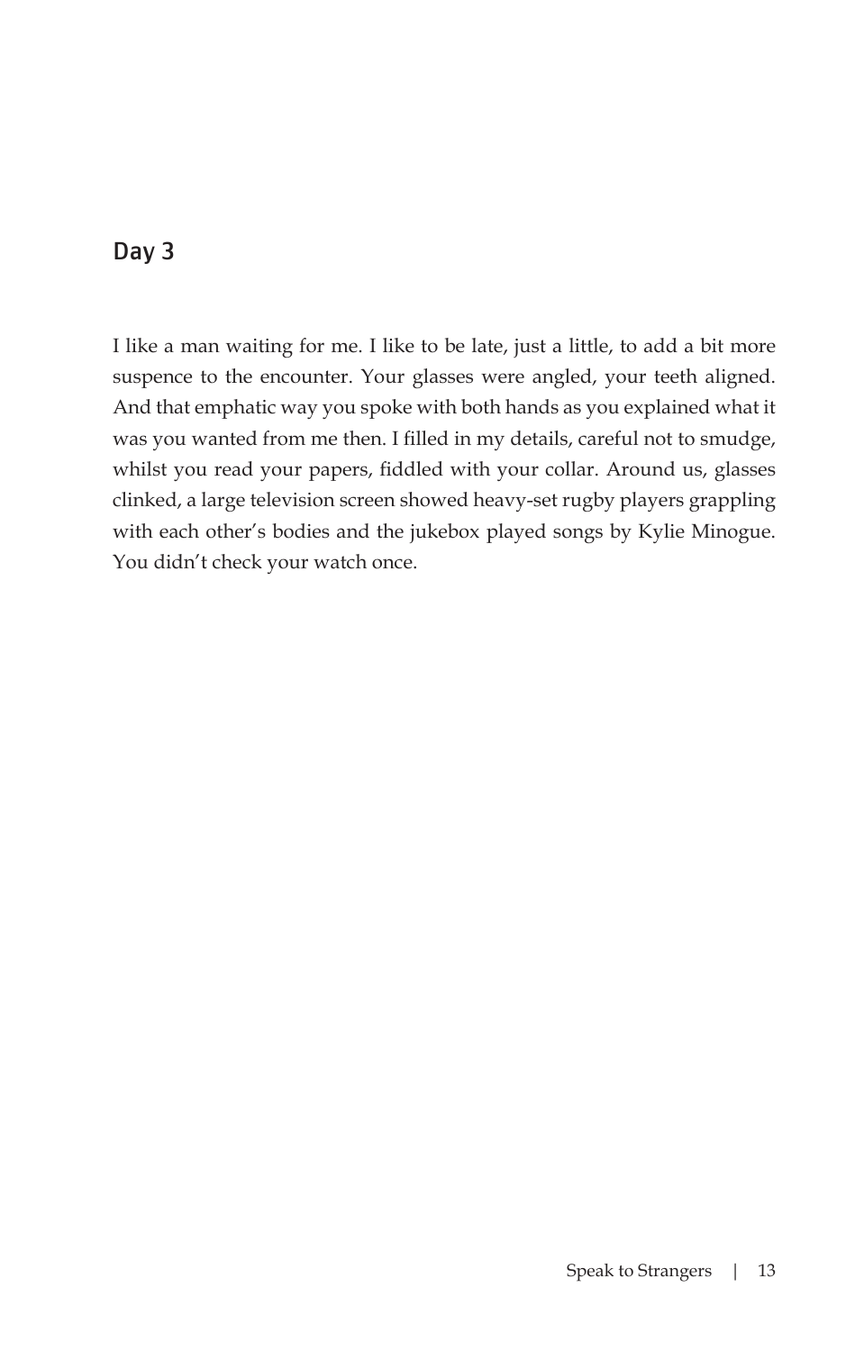## Day 3

I like a man waiting for me. I like to be late, just a little, to add a bit more suspence to the encounter. Your glasses were angled, your teeth aligned. And that emphatic way you spoke with both hands as you explained what it was you wanted from me then. I filled in my details, careful not to smudge, whilst you read your papers, fiddled with your collar. Around us, glasses clinked, a large television screen showed heavy-set rugby players grappling with each other's bodies and the jukebox played songs by Kylie Minogue. You didn't check your watch once.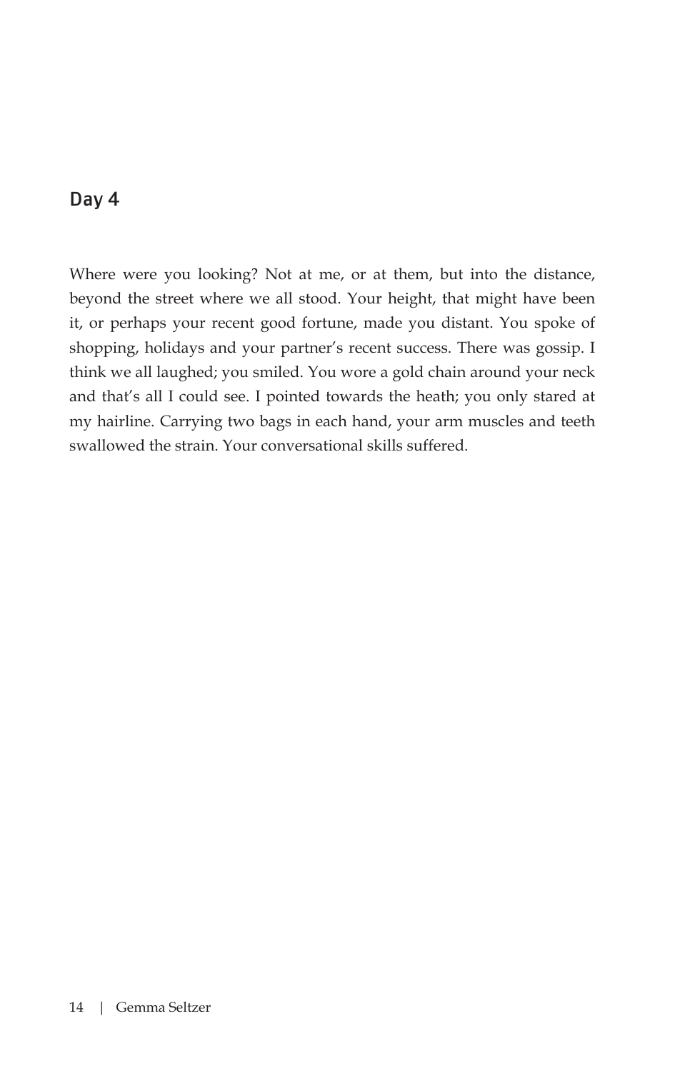## Day 4

Where were you looking? Not at me, or at them, but into the distance, beyond the street where we all stood. Your height, that might have been it, or perhaps your recent good fortune, made you distant. You spoke of shopping, holidays and your partner's recent success. There was gossip. I think we all laughed; you smiled. You wore a gold chain around your neck and that's all I could see. I pointed towards the heath; you only stared at my hairline. Carrying two bags in each hand, your arm muscles and teeth swallowed the strain. Your conversational skills suffered.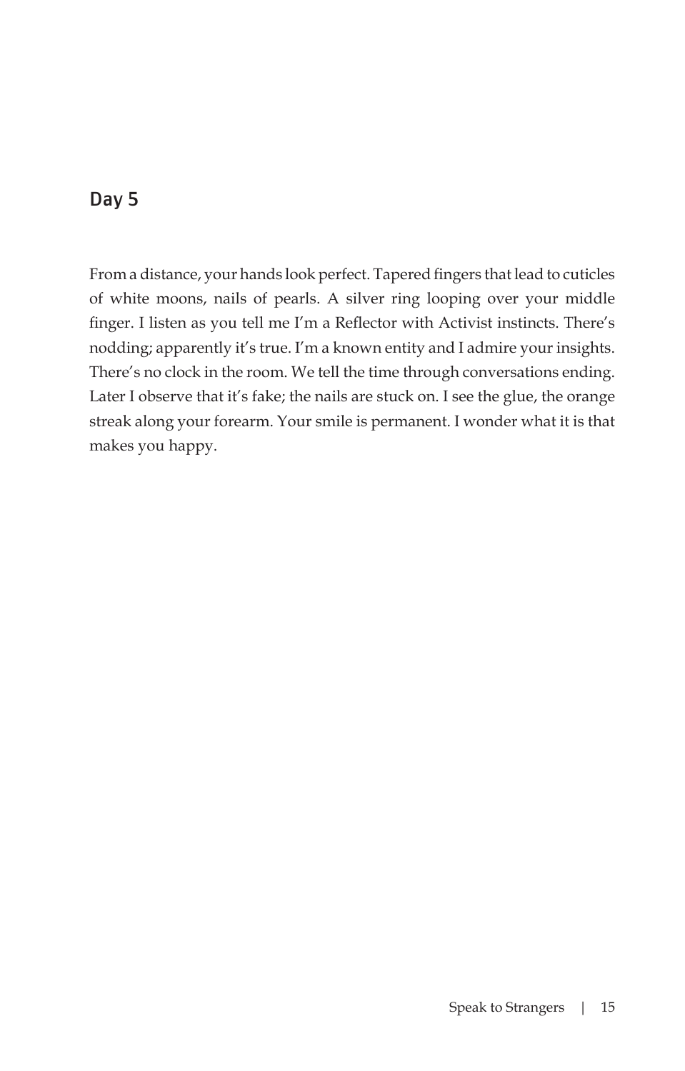## Day 5

From a distance, your hands look perfect. Tapered fingers that lead to cuticles of white moons, nails of pearls. A silver ring looping over your middle finger. I listen as you tell me I'm a Reflector with Activist instincts. There's nodding; apparently it's true. I'm a known entity and I admire your insights. There's no clock in the room. We tell the time through conversations ending. Later I observe that it's fake; the nails are stuck on. I see the glue, the orange streak along your forearm. Your smile is permanent. I wonder what it is that makes you happy.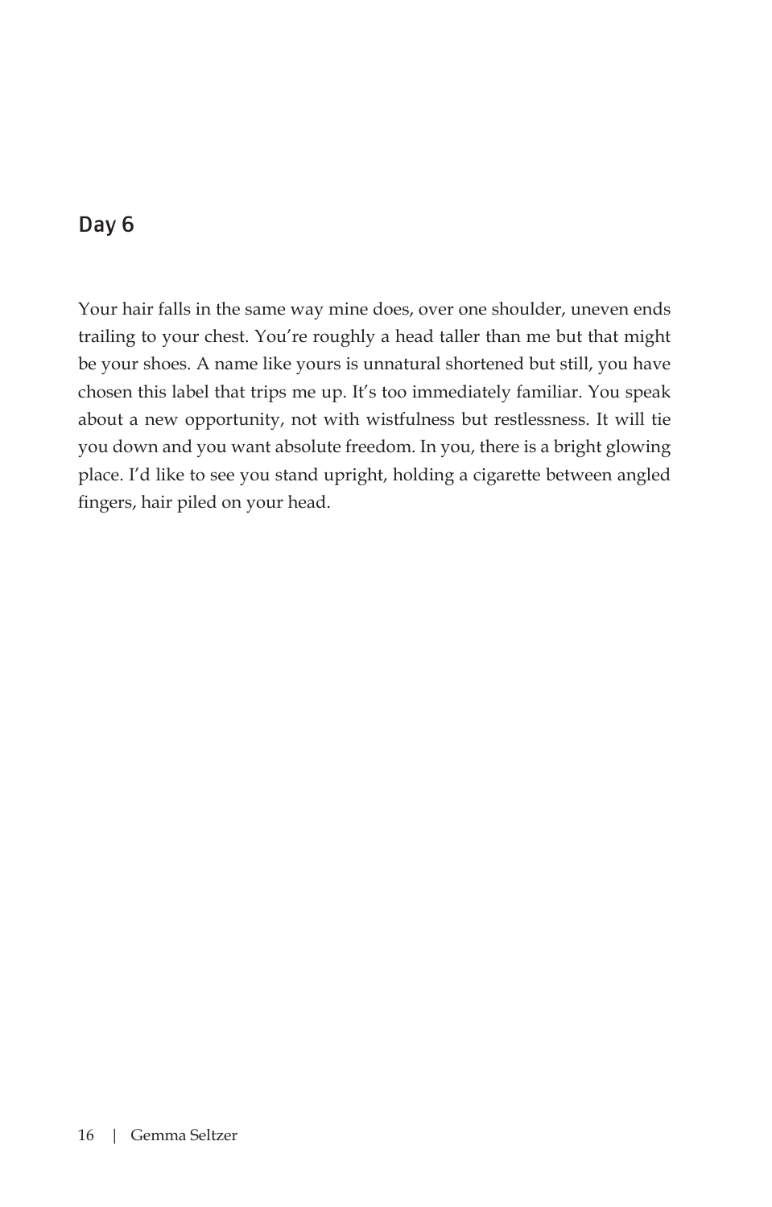## Day 6

Your hair falls in the same way mine does, over one shoulder, uneven ends trailing to your chest. You're roughly a head taller than me but that might be your shoes. A name like yours is unnatural shortened but still, you have chosen this label that trips me up. It's too immediately familiar. You speak about a new opportunity, not with wistfulness but restlessness. It will tie you down and you want absolute freedom. In you, there is a bright glowing place. I'd like to see you stand upright, holding a cigarette between angled fingers, hair piled on your head.